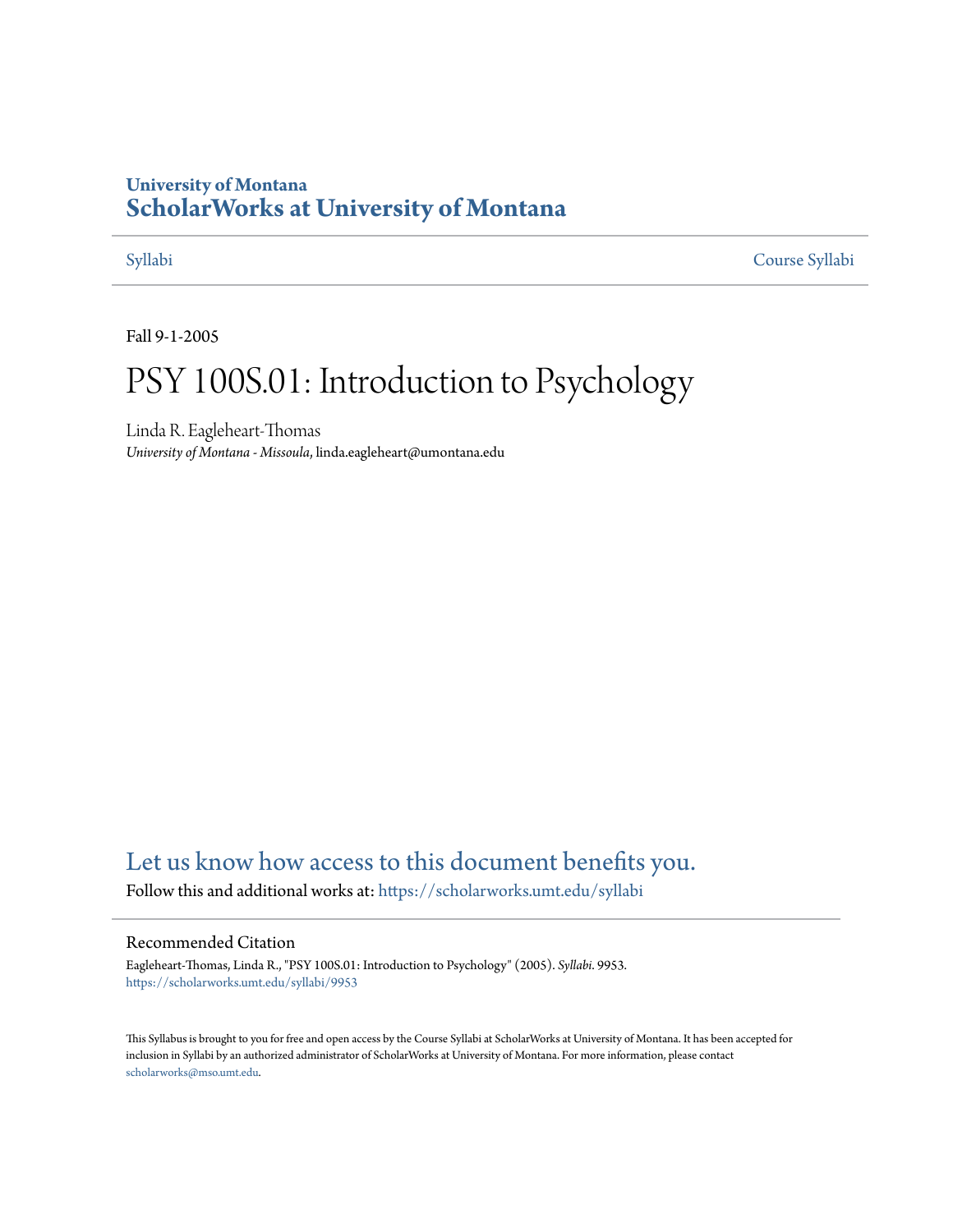# University of Montana
# ScholarWorks at University of Montana

Syllabi | Course Syllabi

Fall 9-1-2005

# PSY 100S.01: Introduction to Psychology

Linda R. Eagleheart-Thomas
*University of Montana - Missoula*, linda.eagleheart@umontana.edu

## Let us know how access to this document benefits you.

Follow this and additional works at: https://scholarworks.umt.edu/syllabi

### Recommended Citation

Eagleheart-Thomas, Linda R., "PSY 100S.01: Introduction to Psychology" (2005). *Syllabi*. 9953.
https://scholarworks.umt.edu/syllabi/9953

This Syllabus is brought to you for free and open access by the Course Syllabi at ScholarWorks at University of Montana. It has been accepted for inclusion in Syllabi by an authorized administrator of ScholarWorks at University of Montana. For more information, please contact scholarworks@mso.umt.edu.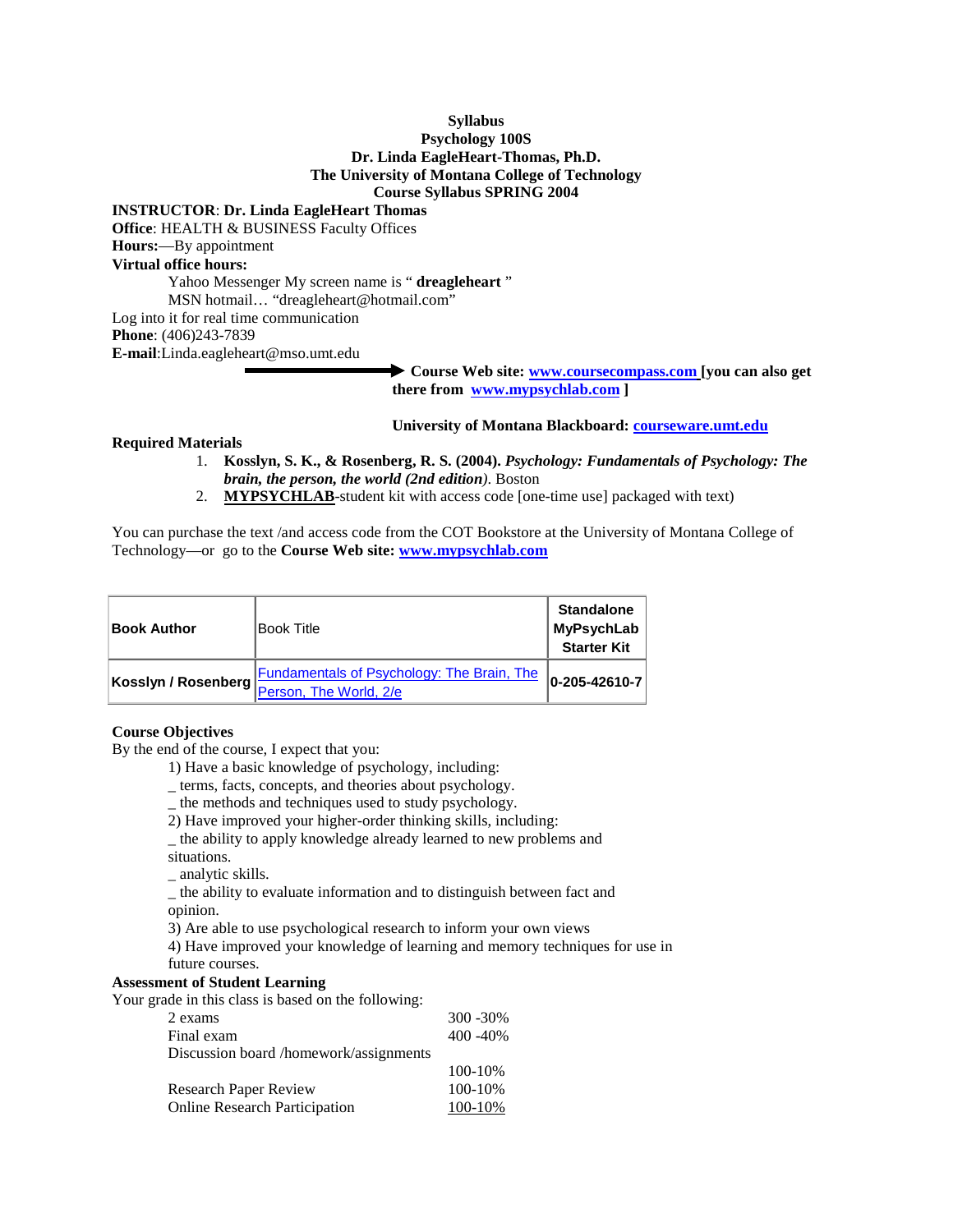**Syllabus**
**Psychology 100S**
**Dr. Linda EagleHeart-Thomas, Ph.D.**
**The University of Montana College of Technology**
**Course Syllabus SPRING 2004**

**INSTRUCTOR**: **Dr. Linda EagleHeart Thomas**
**Office**: HEALTH & BUSINESS Faculty Offices
**Hours:**—By appointment
**Virtual office hours:**

Yahoo Messenger My screen name is " **dreagleheart** "
MSN hotmail… "dreagleheart@hotmail.com"

Log into it for real time communication
**Phone**: (406)243-7839
**E-mail**:Linda.eagleheart@mso.umt.edu

**Course Web site: [www.coursecompass.com](www.coursecompass.com) [you can also get there from [www.mypsychlab.com](www.mypsychlab.com) ]**

**University of Montana Blackboard: [courseware.umt.edu](courseware.umt.edu)**

**Required Materials**

1. **Kosslyn, S. K., & Rosenberg, R. S. (2004).** ***Psychology: Fundamentals of Psychology: The brain, the person, the world (2nd edition)***. Boston
2. **MYPSYCHLAB**-student kit with access code [one-time use] packaged with text)

You can purchase the text /and access code from the COT Bookstore at the University of Montana College of Technology—or go to the **Course Web site: [www.mypsychlab.com](www.mypsychlab.com)**

| **Book Author** | Book Title | **Standalone MyPsychLab Starter Kit** |
|---|---|---|
| **Kosslyn / Rosenberg** | Fundamentals of Psychology: The Brain, The Person, The World, 2/e | **0-205-42610-7** |

**Course Objectives**
By the end of the course, I expect that you:

1) Have a basic knowledge of psychology, including:
_ terms, facts, concepts, and theories about psychology.
_ the methods and techniques used to study psychology.
2) Have improved your higher-order thinking skills, including:
_ the ability to apply knowledge already learned to new problems and situations.
_ analytic skills.
_ the ability to evaluate information and to distinguish between fact and opinion.
3) Are able to use psychological research to inform your own views
4) Have improved your knowledge of learning and memory techniques for use in future courses.

**Assessment of Student Learning**
Your grade in this class is based on the following:

| | |
|---|---|
| 2 exams | 300 -30% |
| Final exam | 400 -40% |
| Discussion board /homework/assignments | 100-10% |
| Research Paper Review | 100-10% |
| Online Research Participation | 100-10% |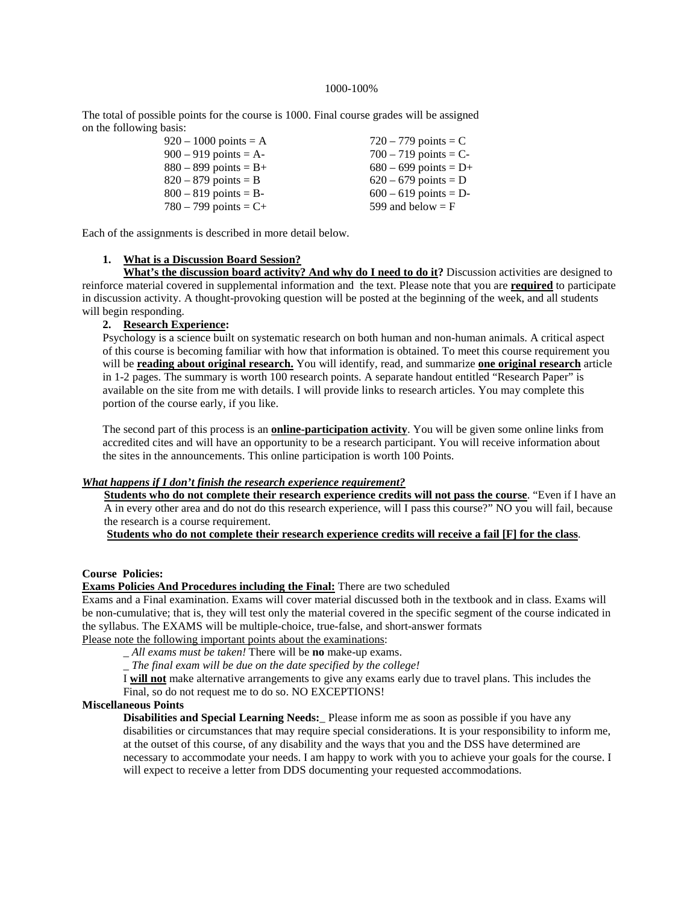1000-100%

The total of possible points for the course is 1000. Final course grades will be assigned on the following basis:

| | |
|---|---|
| 920 – 1000 points = A | 720 – 779 points = C |
| 900 – 919 points = A- | 700 – 719 points = C- |
| 880 – 899 points = B+ | 680 – 699 points = D+ |
| 820 – 879 points = B | 620 – 679 points = D |
| 800 – 819 points = B- | 600 – 619 points = D- |
| 780 – 799 points = C+ | 599 and below = F |

Each of the assignments is described in more detail below.

1. **What is a Discussion Board Session?**

   **What's the discussion board activity? And why do I need to do it?** Discussion activities are designed to reinforce material covered in supplemental information and the text. Please note that you are **required** to participate in discussion activity. A thought-provoking question will be posted at the beginning of the week, and all students will begin responding.

2. **Research Experience:**

   Psychology is a science built on systematic research on both human and non-human animals. A critical aspect of this course is becoming familiar with how that information is obtained. To meet this course requirement you will be **reading about original research.** You will identify, read, and summarize **one original research** article in 1-2 pages. The summary is worth 100 research points. A separate handout entitled "Research Paper" is available on the site from me with details. I will provide links to research articles. You may complete this portion of the course early, if you like.

   The second part of this process is an **online-participation activity**. You will be given some online links from accredited cites and will have an opportunity to be a research participant. You will receive information about the sites in the announcements. This online participation is worth 100 Points.

***What happens if I don't finish the research experience requirement?***

**Students who do not complete their research experience credits will not pass the course**. "Even if I have an A in every other area and do not do this research experience, will I pass this course?" NO you will fail, because the research is a course requirement.

**Students who do not complete their research experience credits will receive a fail [F] for the class**.

**Course Policies:**

**Exams Policies And Procedures including the Final:** There are two scheduled Exams and a Final examination. Exams will cover material discussed both in the textbook and in class. Exams will be non-cumulative; that is, they will test only the material covered in the specific segment of the course indicated in the syllabus. The EXAMS will be multiple-choice, true-false, and short-answer formats

Please note the following important points about the examinations:

_ *All exams must be taken!* There will be **no** make-up exams.

_ *The final exam will be due on the date specified by the college!*

I **will not** make alternative arrangements to give any exams early due to travel plans. This includes the Final, so do not request me to do so. NO EXCEPTIONS!

**Miscellaneous Points**

**Disabilities and Special Learning Needs:**_ Please inform me as soon as possible if you have any disabilities or circumstances that may require special considerations. It is your responsibility to inform me, at the outset of this course, of any disability and the ways that you and the DSS have determined are necessary to accommodate your needs. I am happy to work with you to achieve your goals for the course. I will expect to receive a letter from DDS documenting your requested accommodations.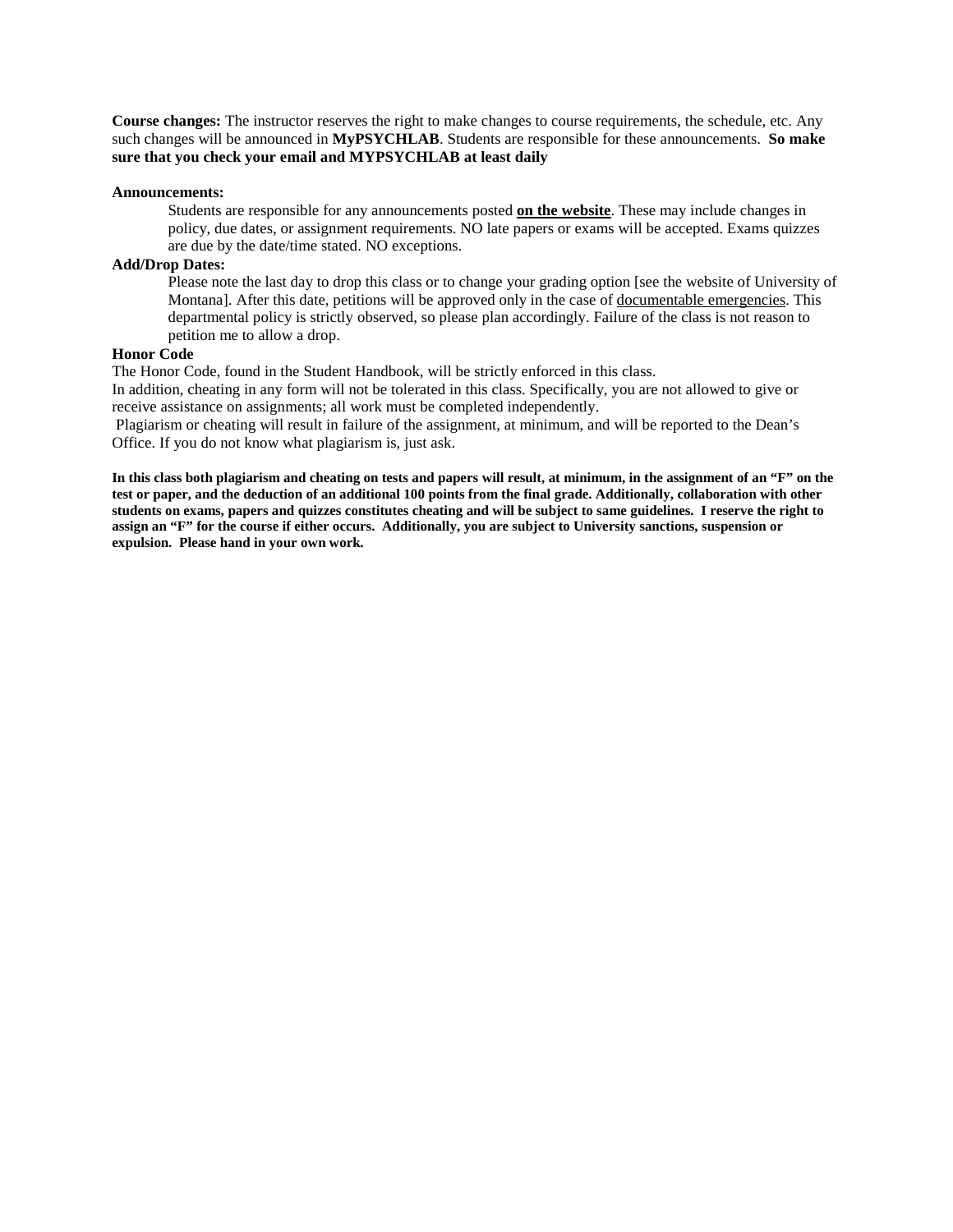**Course changes:** The instructor reserves the right to make changes to course requirements, the schedule, etc. Any such changes will be announced in **MyPSYCHLAB**. Students are responsible for these announcements. **So make sure that you check your email and MYPSYCHLAB at least daily**

**Announcements:**

Students are responsible for any announcements posted **on the website**. These may include changes in policy, due dates, or assignment requirements. NO late papers or exams will be accepted. Exams quizzes are due by the date/time stated. NO exceptions.

**Add/Drop Dates:**

Please note the last day to drop this class or to change your grading option [see the website of University of Montana]. After this date, petitions will be approved only in the case of documentable emergencies. This departmental policy is strictly observed, so please plan accordingly. Failure of the class is not reason to petition me to allow a drop.

**Honor Code**

The Honor Code, found in the Student Handbook, will be strictly enforced in this class.
In addition, cheating in any form will not be tolerated in this class. Specifically, you are not allowed to give or receive assistance on assignments; all work must be completed independently.
Plagiarism or cheating will result in failure of the assignment, at minimum, and will be reported to the Dean's Office. If you do not know what plagiarism is, just ask.

**In this class both plagiarism and cheating on tests and papers will result, at minimum, in the assignment of an "F" on the test or paper, and the deduction of an additional 100 points from the final grade. Additionally, collaboration with other students on exams, papers and quizzes constitutes cheating and will be subject to same guidelines. I reserve the right to assign an "F" for the course if either occurs. Additionally, you are subject to University sanctions, suspension or expulsion. Please hand in your own work.**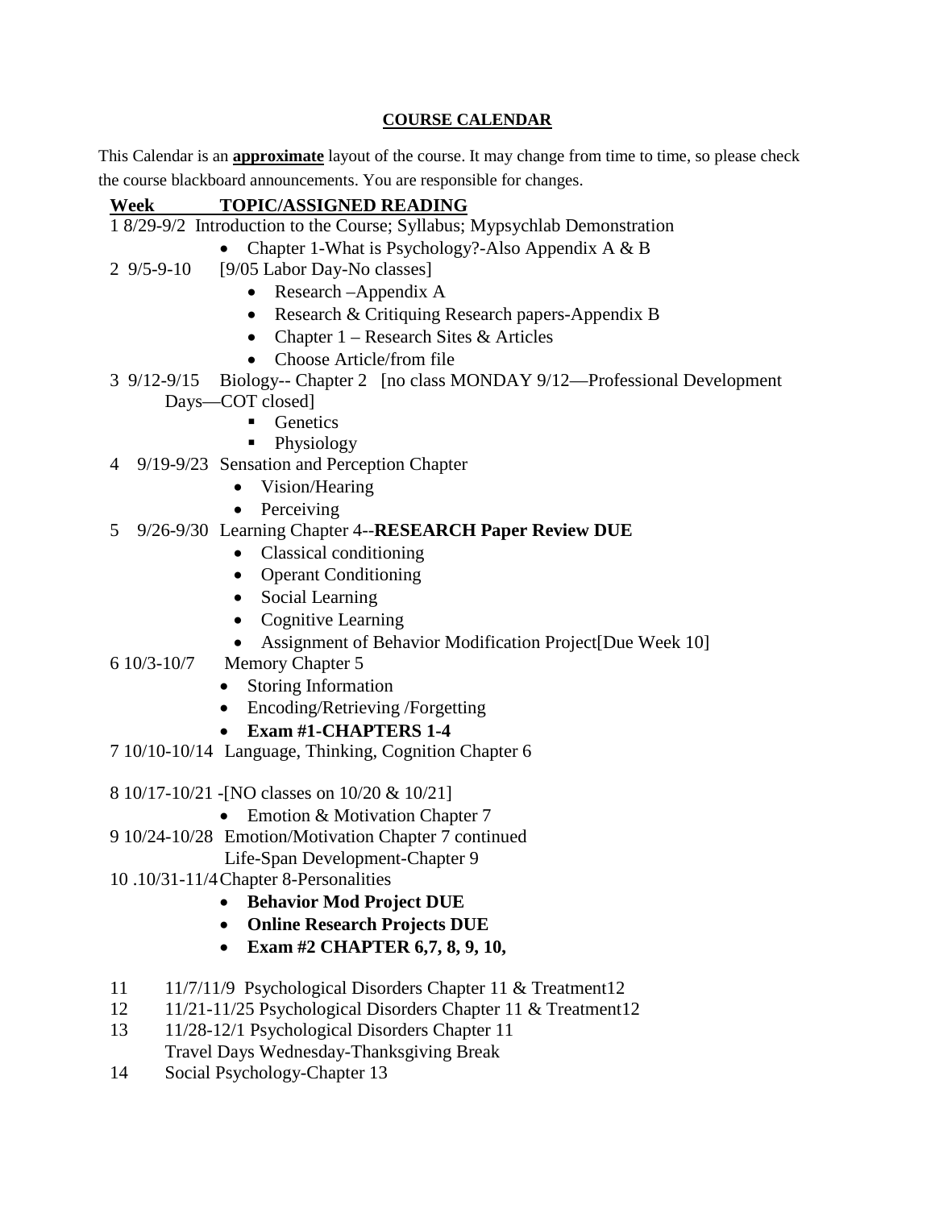## COURSE CALENDAR

This Calendar is an **approximate** layout of the course. It may change from time to time, so please check the course blackboard announcements. You are responsible for changes.

**Week TOPIC/ASSIGNED READING**

1 8/29-9/2 Introduction to the Course; Syllabus; Mypsychlab Demonstration

- Chapter 1-What is Psychology?-Also Appendix A & B

2 9/5-9-10 [9/05 Labor Day-No classes]

- Research –Appendix A
- Research & Critiquing Research papers-Appendix B
- Chapter 1 – Research Sites & Articles
- Choose Article/from file

3 9/12-9/15 Biology-- Chapter 2 [no class MONDAY 9/12—Professional Development Days—COT closed]

- Genetics
- Physiology

4 9/19-9/23 Sensation and Perception Chapter

- Vision/Hearing
- Perceiving

5 9/26-9/30 Learning Chapter 4--**RESEARCH Paper Review DUE**

- Classical conditioning
- Operant Conditioning
- Social Learning
- Cognitive Learning
- Assignment of Behavior Modification Project[Due Week 10]

6 10/3-10/7 Memory Chapter 5

- Storing Information
- Encoding/Retrieving /Forgetting
- **Exam #1-CHAPTERS 1-4**

7 10/10-10/14 Language, Thinking, Cognition Chapter 6

8 10/17-10/21 -[NO classes on 10/20 & 10/21]

- Emotion & Motivation Chapter 7

9 10/24-10/28 Emotion/Motivation Chapter 7 continued
Life-Span Development-Chapter 9

10 .10/31-11/4 Chapter 8-Personalities

- **Behavior Mod Project DUE**
- **Online Research Projects DUE**
- **Exam #2 CHAPTER 6,7, 8, 9, 10,**

11 11/7/11/9 Psychological Disorders Chapter 11 & Treatment12

12 11/21-11/25 Psychological Disorders Chapter 11 & Treatment12

13 11/28-12/1 Psychological Disorders Chapter 11
Travel Days Wednesday-Thanksgiving Break

14 Social Psychology-Chapter 13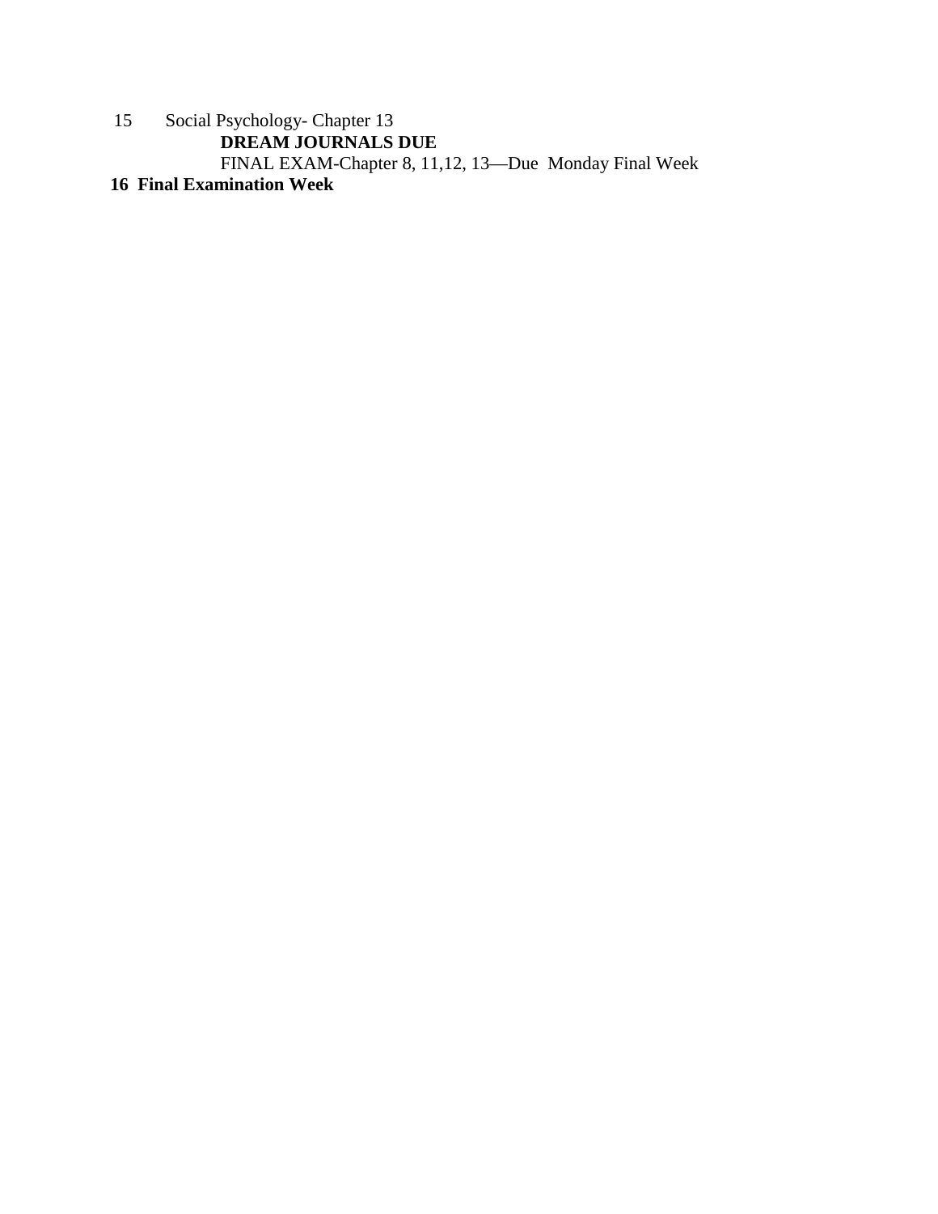15 Social Psychology- Chapter 13

**DREAM JOURNALS DUE**

FINAL EXAM-Chapter 8, 11,12, 13—Due Monday Final Week

**16 Final Examination Week**